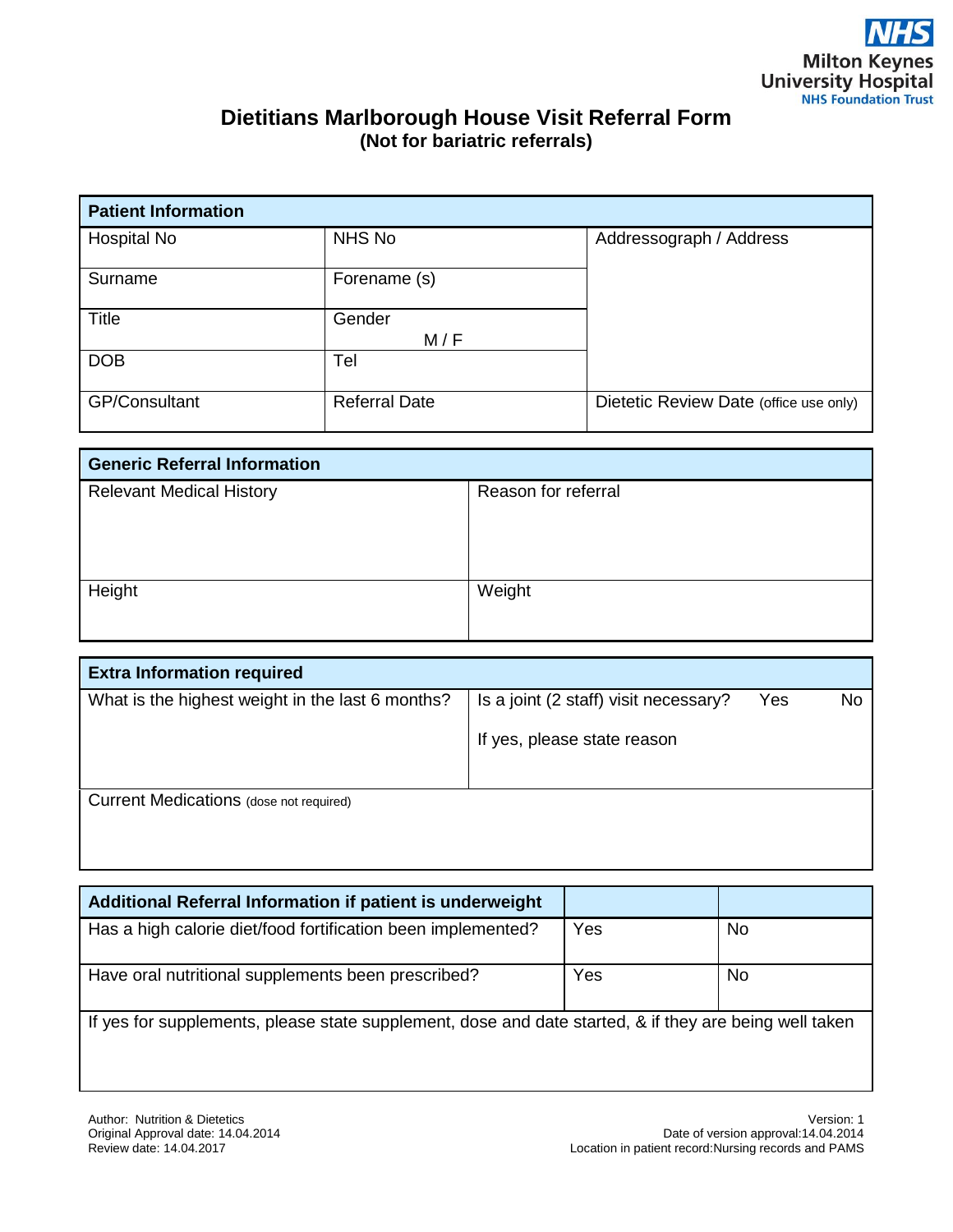NHS
Milton Keynes University Hospital
NHS Foundation Trust

# Dietitians Marlborough House Visit Referral Form
**(Not for bariatric referrals)**

| **Patient Information** | | |
|---|---|---|
| Hospital No | NHS No | Addressograph / Address |
| Surname | Forename (s) | |
| Title | Gender M / F | |
| DOB | Tel | |
| GP/Consultant | Referral Date | Dietetic Review Date (office use only) |

| **Generic Referral Information** | |
|---|---|
| Relevant Medical History | Reason for referral |
| Height | Weight |

| **Extra Information required** | |
|---|---|
| What is the highest weight in the last 6 months? | Is a joint (2 staff) visit necessary? Yes No<br>If yes, please state reason |
| Current Medications (dose not required) | |

| **Additional Referral Information if patient is underweight** | | |
|---|---|---|
| Has a high calorie diet/food fortification been implemented? | Yes | No |
| Have oral nutritional supplements been prescribed? | Yes | No |
| If yes for supplements, please state supplement, dose and date started, & if they are being well taken | | |

Author: Nutrition & Dietetics
Original Approval date: 14.04.2014
Review date: 14.04.2017

Version: 1
Date of version approval:14.04.2014
Location in patient record:Nursing records and PAMS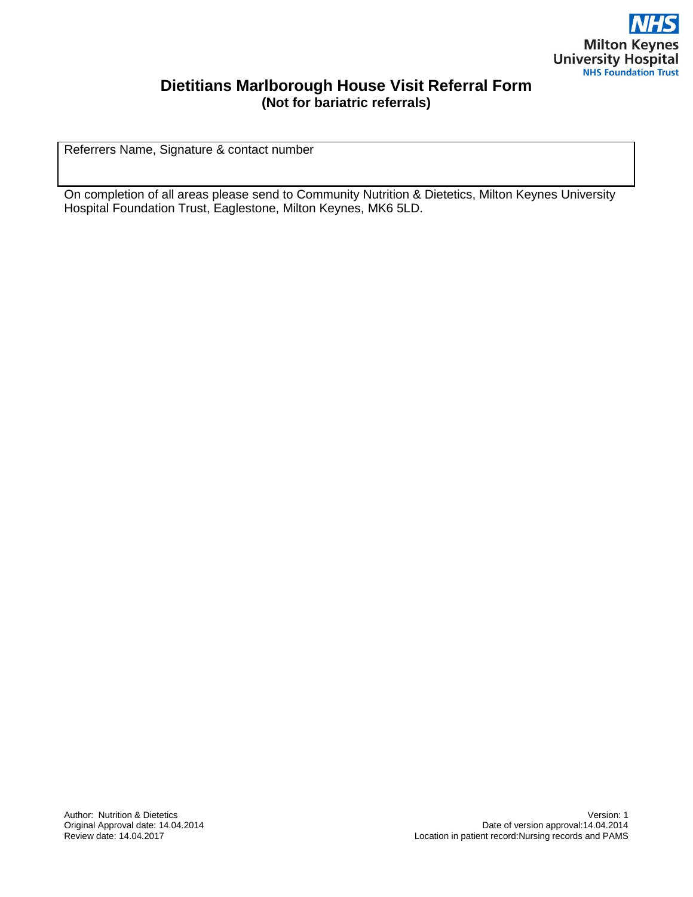NHS
Milton Keynes
University Hospital
NHS Foundation Trust

# Dietitians Marlborough House Visit Referral Form
**(Not for bariatric referrals)**

| Referrers Name, Signature & contact number |
| --- |
| |

On completion of all areas please send to Community Nutrition & Dietetics, Milton Keynes University Hospital Foundation Trust, Eaglestone, Milton Keynes, MK6 5LD.

Author: Nutrition & Dietetics
Original Approval date: 14.04.2014
Review date: 14.04.2017

Version: 1
Date of version approval:14.04.2014
Location in patient record:Nursing records and PAMS